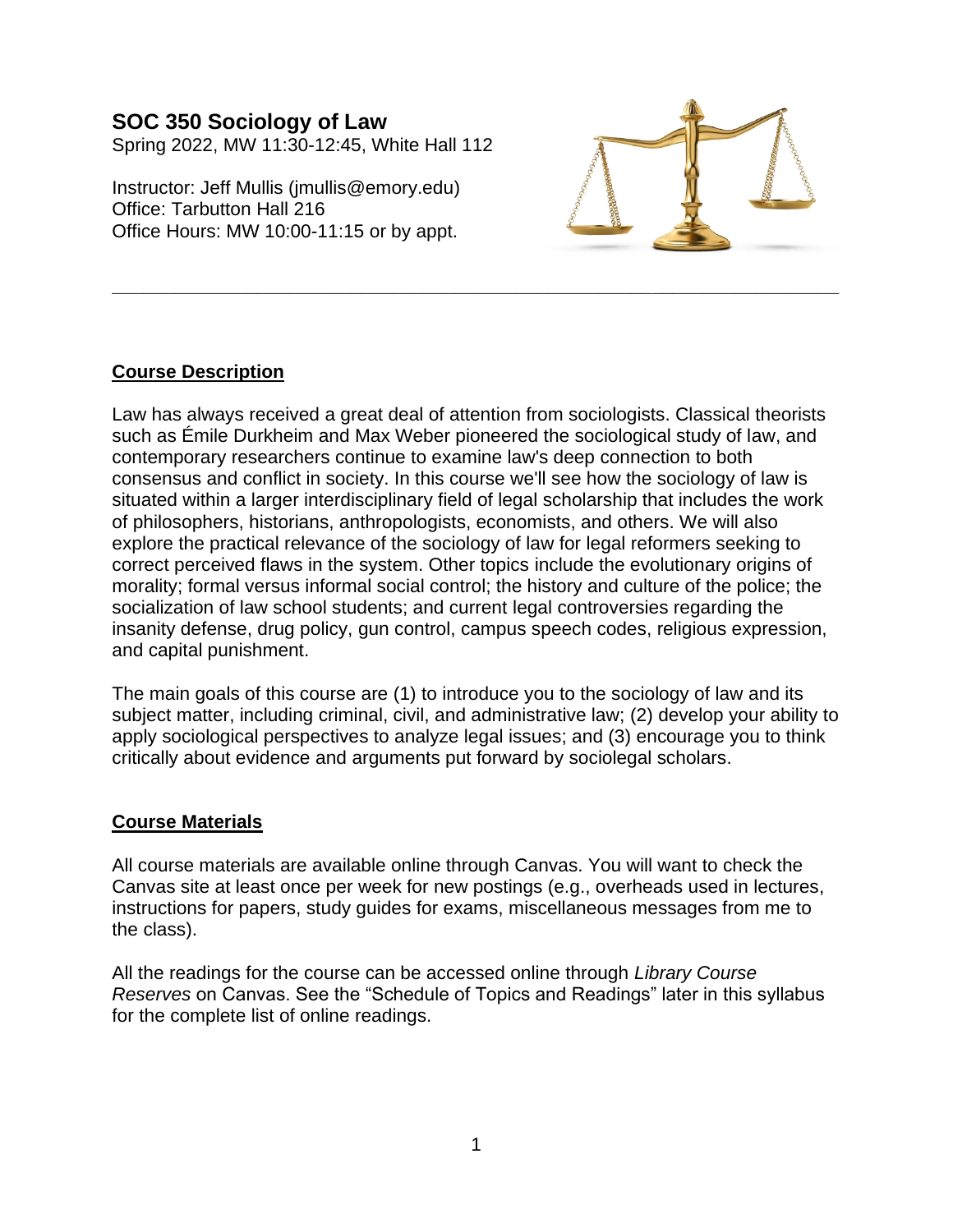# SOC 350 Sociology of Law

Spring 2022, MW 11:30-12:45, White Hall 112

Instructor: Jeff Mullis (jmullis@emory.edu)
Office: Tarbutton Hall 216
Office Hours: MW 10:00-11:15 or by appt.

---

## Course Description

Law has always received a great deal of attention from sociologists. Classical theorists such as Émile Durkheim and Max Weber pioneered the sociological study of law, and contemporary researchers continue to examine law's deep connection to both consensus and conflict in society. In this course we'll see how the sociology of law is situated within a larger interdisciplinary field of legal scholarship that includes the work of philosophers, historians, anthropologists, economists, and others. We will also explore the practical relevance of the sociology of law for legal reformers seeking to correct perceived flaws in the system. Other topics include the evolutionary origins of morality; formal versus informal social control; the history and culture of the police; the socialization of law school students; and current legal controversies regarding the insanity defense, drug policy, gun control, campus speech codes, religious expression, and capital punishment.

The main goals of this course are (1) to introduce you to the sociology of law and its subject matter, including criminal, civil, and administrative law; (2) develop your ability to apply sociological perspectives to analyze legal issues; and (3) encourage you to think critically about evidence and arguments put forward by sociolegal scholars.

## Course Materials

All course materials are available online through Canvas. You will want to check the Canvas site at least once per week for new postings (e.g., overheads used in lectures, instructions for papers, study guides for exams, miscellaneous messages from me to the class).

All the readings for the course can be accessed online through *Library Course Reserves* on Canvas. See the "Schedule of Topics and Readings" later in this syllabus for the complete list of online readings.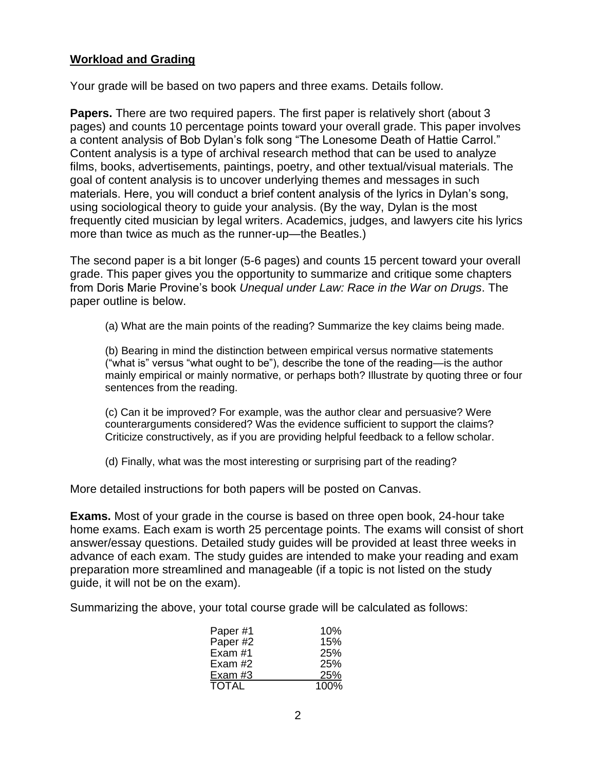## Workload and Grading

Your grade will be based on two papers and three exams. Details follow.

**Papers.** There are two required papers. The first paper is relatively short (about 3 pages) and counts 10 percentage points toward your overall grade. This paper involves a content analysis of Bob Dylan's folk song "The Lonesome Death of Hattie Carrol." Content analysis is a type of archival research method that can be used to analyze films, books, advertisements, paintings, poetry, and other textual/visual materials. The goal of content analysis is to uncover underlying themes and messages in such materials. Here, you will conduct a brief content analysis of the lyrics in Dylan's song, using sociological theory to guide your analysis. (By the way, Dylan is the most frequently cited musician by legal writers. Academics, judges, and lawyers cite his lyrics more than twice as much as the runner-up—the Beatles.)

The second paper is a bit longer (5-6 pages) and counts 15 percent toward your overall grade. This paper gives you the opportunity to summarize and critique some chapters from Doris Marie Provine's book *Unequal under Law: Race in the War on Drugs*. The paper outline is below.

> (a) What are the main points of the reading? Summarize the key claims being made.
>
> (b) Bearing in mind the distinction between empirical versus normative statements ("what is" versus "what ought to be"), describe the tone of the reading—is the author mainly empirical or mainly normative, or perhaps both? Illustrate by quoting three or four sentences from the reading.
>
> (c) Can it be improved? For example, was the author clear and persuasive? Were counterarguments considered? Was the evidence sufficient to support the claims? Criticize constructively, as if you are providing helpful feedback to a fellow scholar.
>
> (d) Finally, what was the most interesting or surprising part of the reading?

More detailed instructions for both papers will be posted on Canvas.

**Exams.** Most of your grade in the course is based on three open book, 24-hour take home exams. Each exam is worth 25 percentage points. The exams will consist of short answer/essay questions. Detailed study guides will be provided at least three weeks in advance of each exam. The study guides are intended to make your reading and exam preparation more streamlined and manageable (if a topic is not listed on the study guide, it will not be on the exam).

Summarizing the above, your total course grade will be calculated as follows:

| | |
|---|---|
| Paper #1 | 10% |
| Paper #2 | 15% |
| Exam #1 | 25% |
| Exam #2 | 25% |
| Exam #3 | 25% |
| TOTAL | 100% |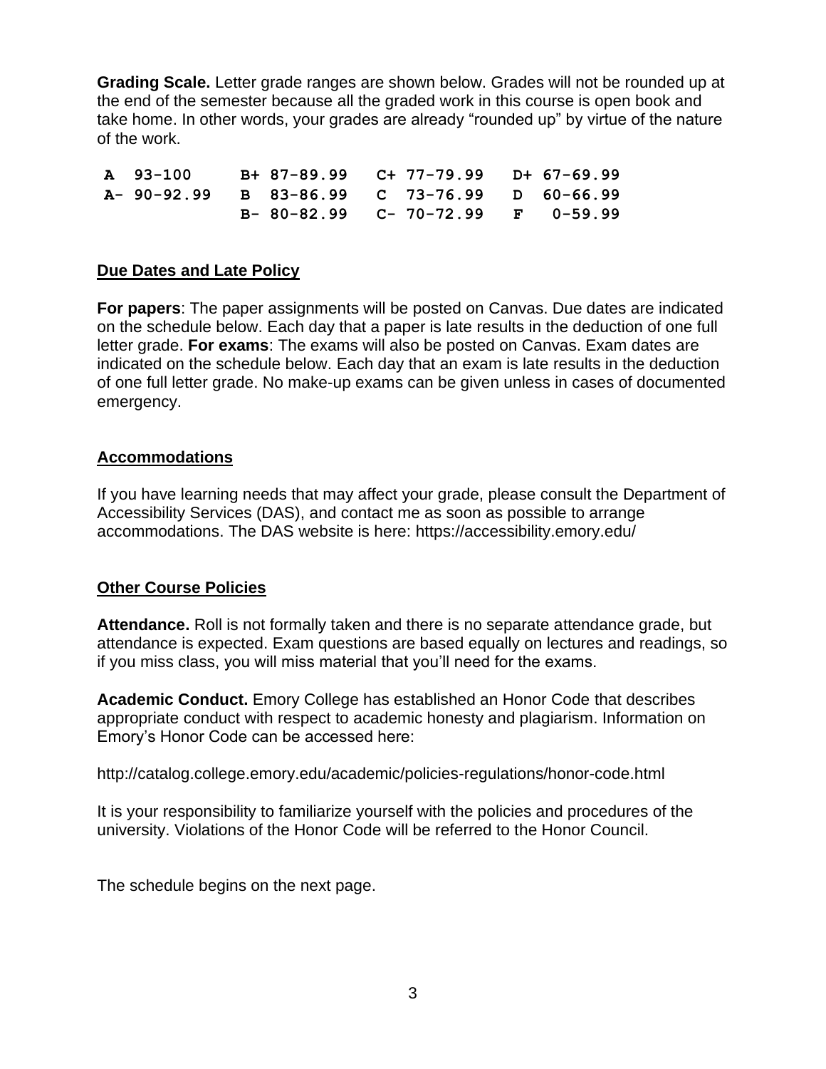**Grading Scale.** Letter grade ranges are shown below. Grades will not be rounded up at the end of the semester because all the graded work in this course is open book and take home. In other words, your grades are already "rounded up" by virtue of the nature of the work.

| | | | |
|---|---|---|---|
| **A 93-100** | **B+ 87-89.99** | **C+ 77-79.99** | **D+ 67-69.99** |
| **A- 90-92.99** | **B 83-86.99** | **C 73-76.99** | **D 60-66.99** |
| | **B- 80-82.99** | **C- 70-72.99** | **F 0-59.99** |

## Due Dates and Late Policy

**For papers**: The paper assignments will be posted on Canvas. Due dates are indicated on the schedule below. Each day that a paper is late results in the deduction of one full letter grade. **For exams**: The exams will also be posted on Canvas. Exam dates are indicated on the schedule below. Each day that an exam is late results in the deduction of one full letter grade. No make-up exams can be given unless in cases of documented emergency.

## Accommodations

If you have learning needs that may affect your grade, please consult the Department of Accessibility Services (DAS), and contact me as soon as possible to arrange accommodations. The DAS website is here: https://accessibility.emory.edu/

## Other Course Policies

**Attendance.** Roll is not formally taken and there is no separate attendance grade, but attendance is expected. Exam questions are based equally on lectures and readings, so if you miss class, you will miss material that you'll need for the exams.

**Academic Conduct.** Emory College has established an Honor Code that describes appropriate conduct with respect to academic honesty and plagiarism. Information on Emory's Honor Code can be accessed here:

http://catalog.college.emory.edu/academic/policies-regulations/honor-code.html

It is your responsibility to familiarize yourself with the policies and procedures of the university. Violations of the Honor Code will be referred to the Honor Council.

The schedule begins on the next page.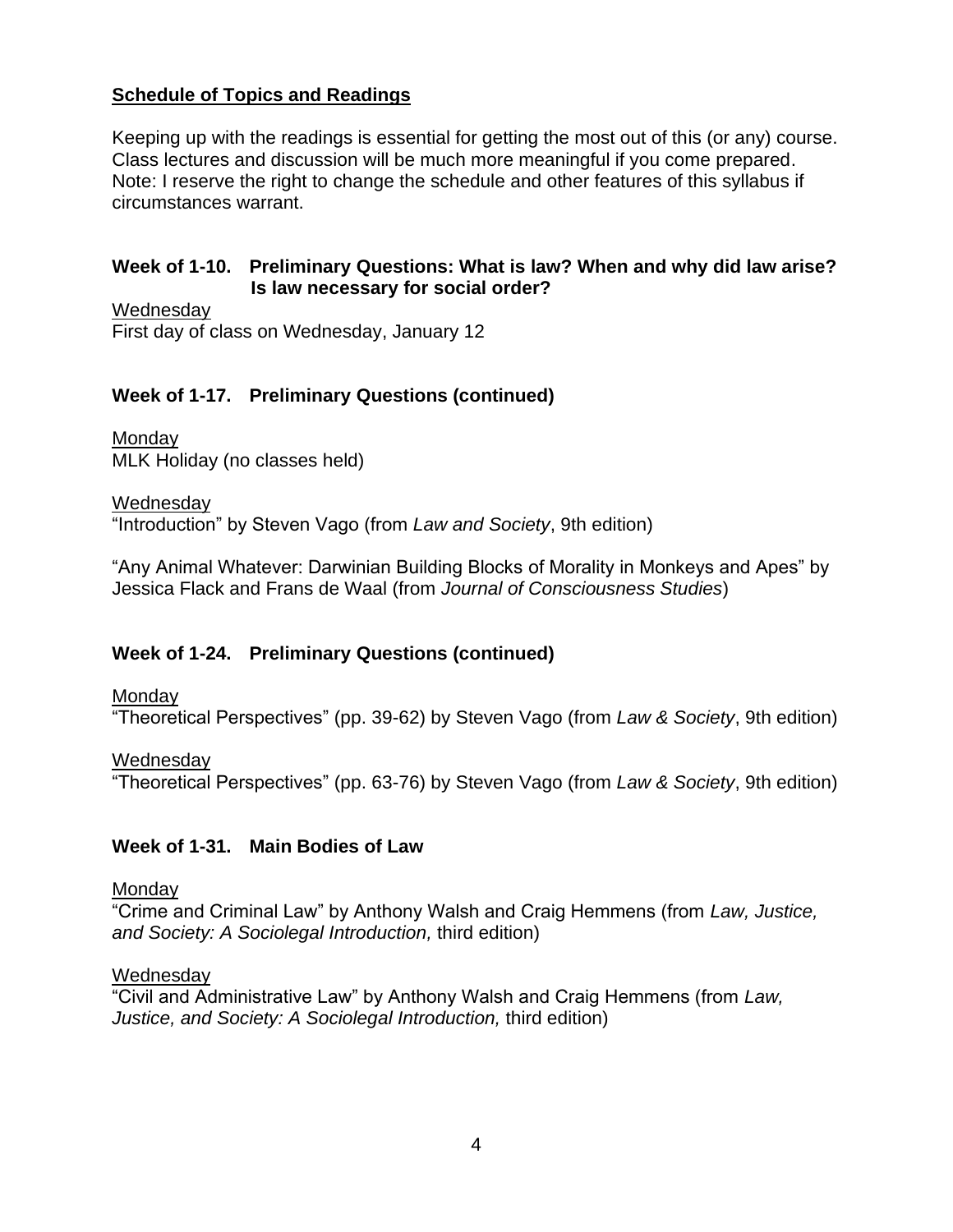## Schedule of Topics and Readings

Keeping up with the readings is essential for getting the most out of this (or any) course. Class lectures and discussion will be much more meaningful if you come prepared. Note: I reserve the right to change the schedule and other features of this syllabus if circumstances warrant.

### Week of 1-10. Preliminary Questions: What is law? When and why did law arise? Is law necessary for social order?

Wednesday
First day of class on Wednesday, January 12

### Week of 1-17. Preliminary Questions (continued)

Monday
MLK Holiday (no classes held)

Wednesday
"Introduction" by Steven Vago (from *Law and Society*, 9th edition)

"Any Animal Whatever: Darwinian Building Blocks of Morality in Monkeys and Apes" by Jessica Flack and Frans de Waal (from *Journal of Consciousness Studies*)

### Week of 1-24. Preliminary Questions (continued)

Monday
"Theoretical Perspectives" (pp. 39-62) by Steven Vago (from *Law & Society*, 9th edition)

Wednesday
"Theoretical Perspectives" (pp. 63-76) by Steven Vago (from *Law & Society*, 9th edition)

### Week of 1-31. Main Bodies of Law

Monday
"Crime and Criminal Law" by Anthony Walsh and Craig Hemmens (from *Law, Justice, and Society: A Sociolegal Introduction,* third edition)

Wednesday
"Civil and Administrative Law" by Anthony Walsh and Craig Hemmens (from *Law, Justice, and Society: A Sociolegal Introduction,* third edition)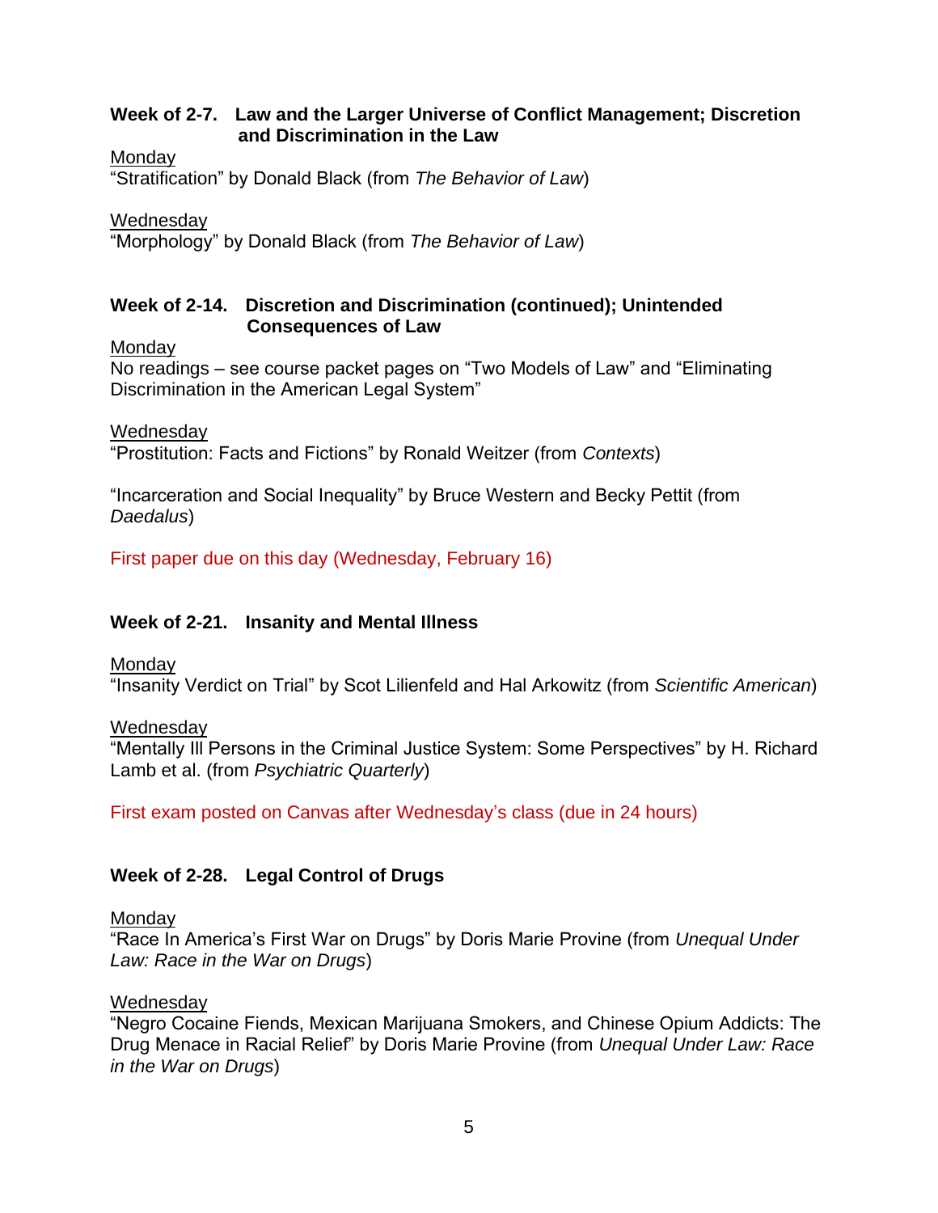### Week of 2-7. Law and the Larger Universe of Conflict Management; Discretion and Discrimination in the Law

Monday

"Stratification" by Donald Black (from *The Behavior of Law*)

Wednesday

"Morphology" by Donald Black (from *The Behavior of Law*)

### Week of 2-14. Discretion and Discrimination (continued); Unintended Consequences of Law

Monday

No readings – see course packet pages on "Two Models of Law" and "Eliminating Discrimination in the American Legal System"

Wednesday

"Prostitution: Facts and Fictions" by Ronald Weitzer (from *Contexts*)

"Incarceration and Social Inequality" by Bruce Western and Becky Pettit (from *Daedalus*)

First paper due on this day (Wednesday, February 16)

### Week of 2-21. Insanity and Mental Illness

Monday

"Insanity Verdict on Trial" by Scot Lilienfeld and Hal Arkowitz (from *Scientific American*)

Wednesday

"Mentally Ill Persons in the Criminal Justice System: Some Perspectives" by H. Richard Lamb et al. (from *Psychiatric Quarterly*)

First exam posted on Canvas after Wednesday's class (due in 24 hours)

### Week of 2-28. Legal Control of Drugs

Monday

"Race In America's First War on Drugs" by Doris Marie Provine (from *Unequal Under Law: Race in the War on Drugs*)

Wednesday

"Negro Cocaine Fiends, Mexican Marijuana Smokers, and Chinese Opium Addicts: The Drug Menace in Racial Relief" by Doris Marie Provine (from *Unequal Under Law: Race in the War on Drugs*)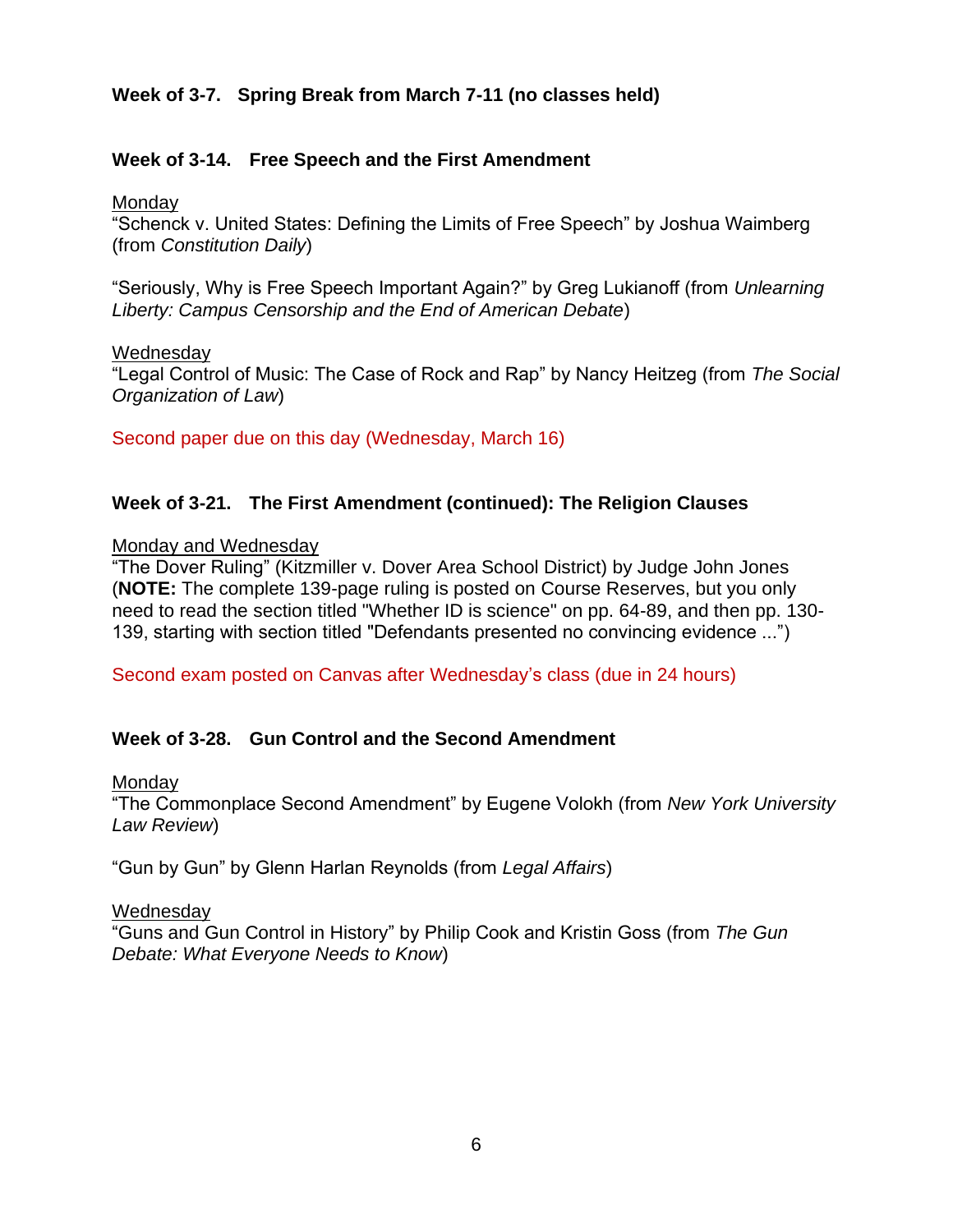**Week of 3-7.   Spring Break from March 7-11 (no classes held)**

**Week of 3-14.   Free Speech and the First Amendment**

<u>Monday</u>
"Schenck v. United States: Defining the Limits of Free Speech" by Joshua Waimberg (from *Constitution Daily*)

"Seriously, Why is Free Speech Important Again?" by Greg Lukianoff (from *Unlearning Liberty: Campus Censorship and the End of American Debate*)

<u>Wednesday</u>
"Legal Control of Music: The Case of Rock and Rap" by Nancy Heitzeg (from *The Social Organization of Law*)

Second paper due on this day (Wednesday, March 16)

**Week of 3-21.   The First Amendment (continued): The Religion Clauses**

<u>Monday and Wednesday</u>
"The Dover Ruling" (Kitzmiller v. Dover Area School District) by Judge John Jones (**NOTE:** The complete 139-page ruling is posted on Course Reserves, but you only need to read the section titled "Whether ID is science" on pp. 64-89, and then pp. 130-139, starting with section titled "Defendants presented no convincing evidence ...")

Second exam posted on Canvas after Wednesday's class (due in 24 hours)

**Week of 3-28.   Gun Control and the Second Amendment**

<u>Monday</u>
"The Commonplace Second Amendment" by Eugene Volokh (from *New York University Law Review*)

"Gun by Gun" by Glenn Harlan Reynolds (from *Legal Affairs*)

<u>Wednesday</u>
"Guns and Gun Control in History" by Philip Cook and Kristin Goss (from *The Gun Debate: What Everyone Needs to Know*)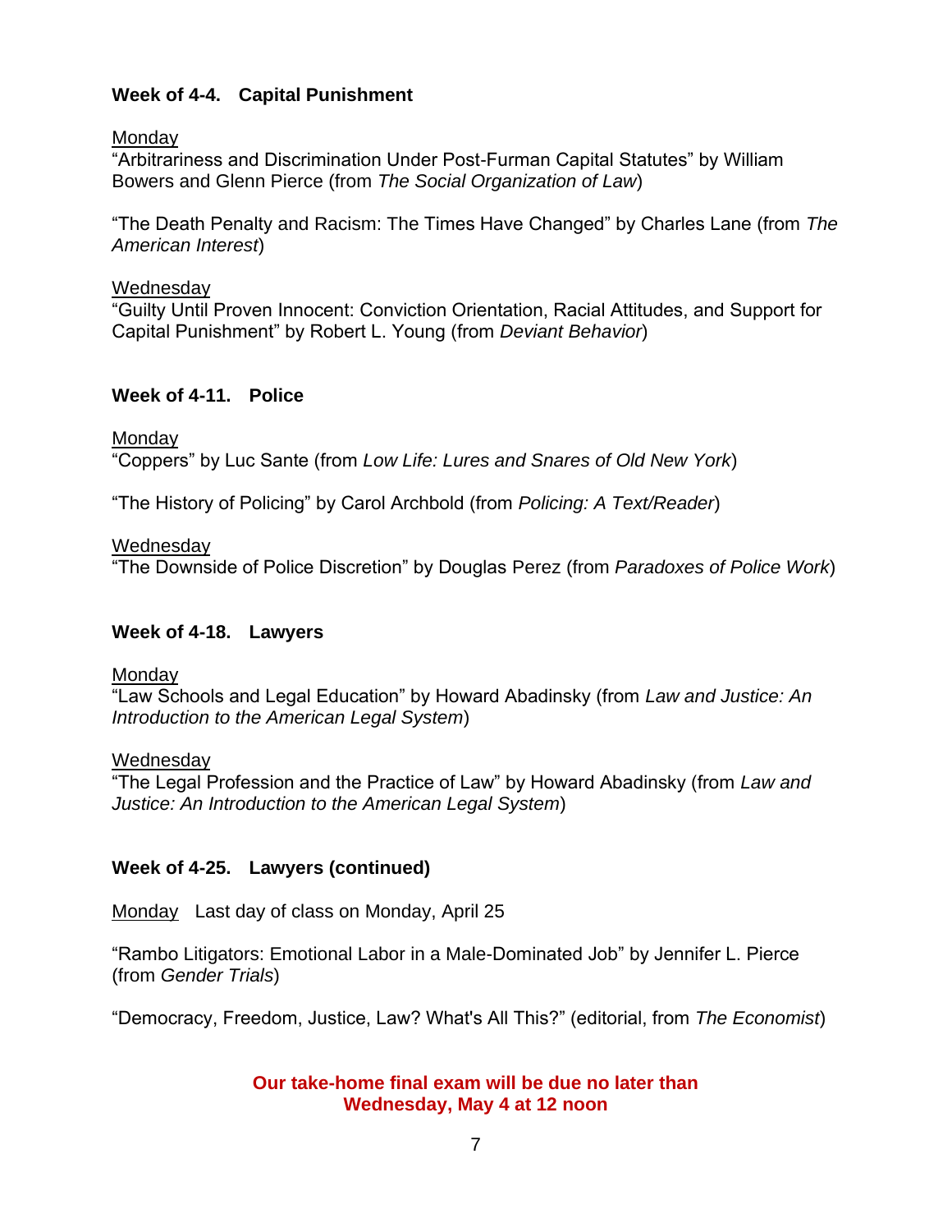### Week of 4-4. Capital Punishment

Monday

"Arbitrariness and Discrimination Under Post-Furman Capital Statutes" by William Bowers and Glenn Pierce (from *The Social Organization of Law*)

"The Death Penalty and Racism: The Times Have Changed" by Charles Lane (from *The American Interest*)

Wednesday

"Guilty Until Proven Innocent: Conviction Orientation, Racial Attitudes, and Support for Capital Punishment" by Robert L. Young (from *Deviant Behavior*)

### Week of 4-11. Police

Monday

"Coppers" by Luc Sante (from *Low Life: Lures and Snares of Old New York*)

"The History of Policing" by Carol Archbold (from *Policing: A Text/Reader*)

Wednesday

"The Downside of Police Discretion" by Douglas Perez (from *Paradoxes of Police Work*)

### Week of 4-18. Lawyers

Monday

"Law Schools and Legal Education" by Howard Abadinsky (from *Law and Justice: An Introduction to the American Legal System*)

Wednesday

"The Legal Profession and the Practice of Law" by Howard Abadinsky (from *Law and Justice: An Introduction to the American Legal System*)

### Week of 4-25. Lawyers (continued)

Monday Last day of class on Monday, April 25

"Rambo Litigators: Emotional Labor in a Male-Dominated Job" by Jennifer L. Pierce (from *Gender Trials*)

"Democracy, Freedom, Justice, Law? What's All This?" (editorial, from *The Economist*)

**Our take-home final exam will be due no later than Wednesday, May 4 at 12 noon**